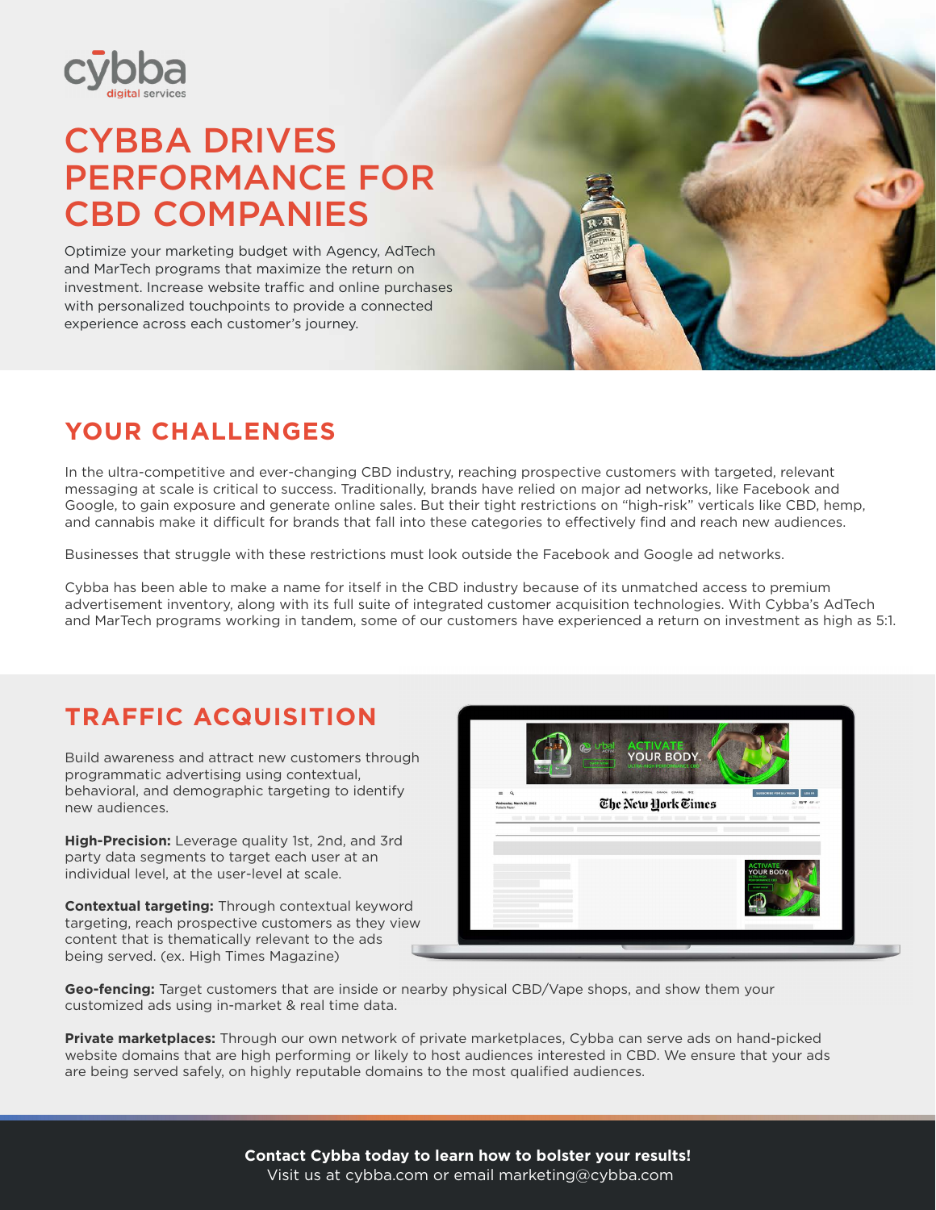cybba
digital services

# CYBBA DRIVES PERFORMANCE FOR CBD COMPANIES

Optimize your marketing budget with Agency, AdTech and MarTech programs that maximize the return on investment. Increase website traffic and online purchases with personalized touchpoints to provide a connected experience across each customer's journey.

## YOUR CHALLENGES

In the ultra-competitive and ever-changing CBD industry, reaching prospective customers with targeted, relevant messaging at scale is critical to success. Traditionally, brands have relied on major ad networks, like Facebook and Google, to gain exposure and generate online sales. But their tight restrictions on "high-risk" verticals like CBD, hemp, and cannabis make it difficult for brands that fall into these categories to effectively find and reach new audiences.

Businesses that struggle with these restrictions must look outside the Facebook and Google ad networks.

Cybba has been able to make a name for itself in the CBD industry because of its unmatched access to premium advertisement inventory, along with its full suite of integrated customer acquisition technologies. With Cybba's AdTech and MarTech programs working in tandem, some of our customers have experienced a return on investment as high as 5:1.

## TRAFFIC ACQUISITION

Build awareness and attract new customers through programmatic advertising using contextual, behavioral, and demographic targeting to identify new audiences.

**High-Precision:** Leverage quality 1st, 2nd, and 3rd party data segments to target each user at an individual level, at the user-level at scale.

**Contextual targeting:** Through contextual keyword targeting, reach prospective customers as they view content that is thematically relevant to the ads being served. (ex. High Times Magazine)

**Geo-fencing:** Target customers that are inside or nearby physical CBD/Vape shops, and show them your customized ads using in-market & real time data.

**Private marketplaces:** Through our own network of private marketplaces, Cybba can serve ads on hand-picked website domains that are high performing or likely to host audiences interested in CBD. We ensure that your ads are being served safely, on highly reputable domains to the most qualified audiences.

**Contact Cybba today to learn how to bolster your results!**
Visit us at cybba.com or email marketing@cybba.com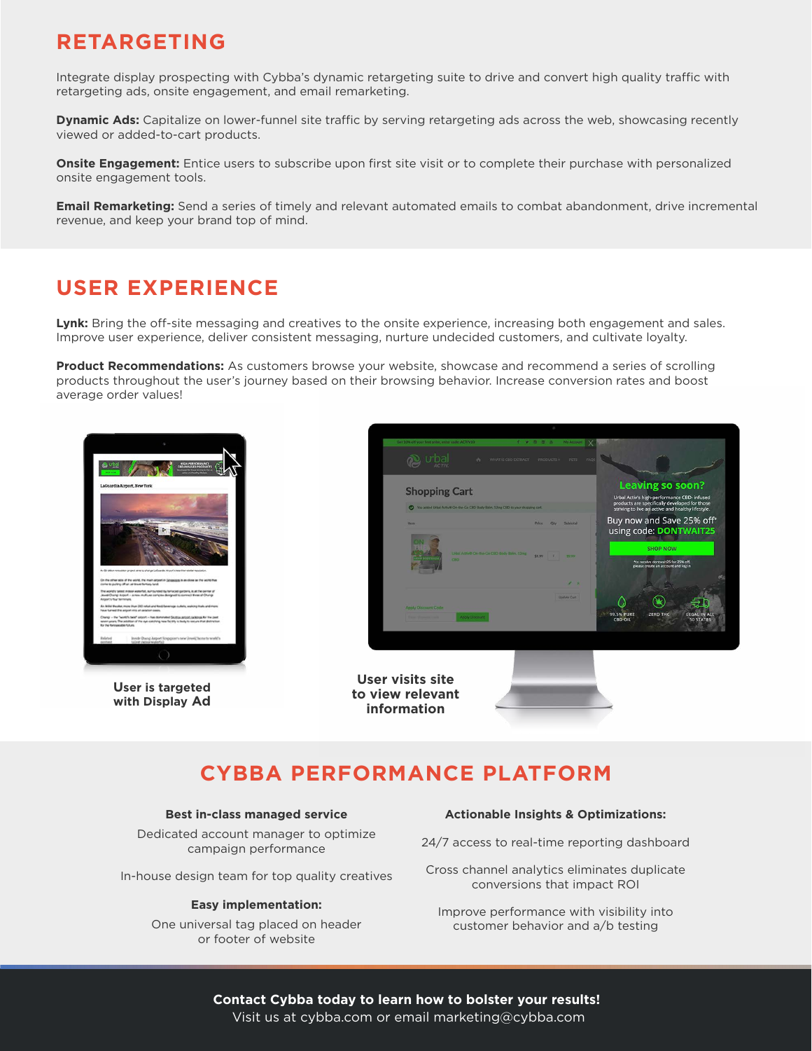## RETARGETING

Integrate display prospecting with Cybba's dynamic retargeting suite to drive and convert high quality traffic with retargeting ads, onsite engagement, and email remarketing.

**Dynamic Ads:** Capitalize on lower-funnel site traffic by serving retargeting ads across the web, showcasing recently viewed or added-to-cart products.

**Onsite Engagement:** Entice users to subscribe upon first site visit or to complete their purchase with personalized onsite engagement tools.

**Email Remarketing:** Send a series of timely and relevant automated emails to combat abandonment, drive incremental revenue, and keep your brand top of mind.

## USER EXPERIENCE

**Lynk:** Bring the off-site messaging and creatives to the onsite experience, increasing both engagement and sales. Improve user experience, deliver consistent messaging, nurture undecided customers, and cultivate loyalty.

**Product Recommendations:** As customers browse your website, showcase and recommend a series of scrolling products throughout the user's journey based on their browsing behavior. Increase conversion rates and boost average order values!

**User is targeted with Display Ad**

**User visits site to view relevant information**

## CYBBA PERFORMANCE PLATFORM

**Best in-class managed service**

Dedicated account manager to optimize campaign performance

In-house design team for top quality creatives

**Easy implementation:**

One universal tag placed on header or footer of website

**Actionable Insights & Optimizations:**

24/7 access to real-time reporting dashboard

Cross channel analytics eliminates duplicate conversions that impact ROI

Improve performance with visibility into customer behavior and a/b testing

**Contact Cybba today to learn how to bolster your results!**

Visit us at cybba.com or email marketing@cybba.com